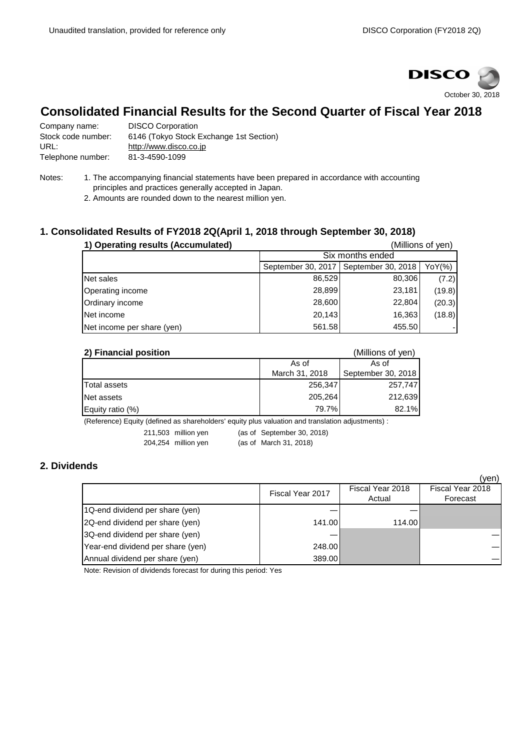October 30, 2018

# Consolidated Financial Results for the Second Quarter of Fiscal Year 2018

Company name: DISCO Corporation
Stock code number: 6146 (Tokyo Stock Exchange 1st Section)
URL: http://www.disco.co.jp
Telephone number: 81-3-4590-1099

Notes:
1. The accompanying financial statements have been prepared in accordance with accounting principles and practices generally accepted in Japan.
2. Amounts are rounded down to the nearest million yen.

## 1. Consolidated Results of FY2018 2Q(April 1, 2018 through September 30, 2018)

### 1) Operating results (Accumulated)

(Millions of yen)

| | Six months ended | | |
|---|---|---|---|
| | September 30, 2017 | September 30, 2018 | YoY(%) |
| Net sales | 86,529 | 80,306 | (7.2) |
| Operating income | 28,899 | 23,181 | (19.8) |
| Ordinary income | 28,600 | 22,804 | (20.3) |
| Net income | 20,143 | 16,363 | (18.8) |
| Net income per share (yen) | 561.58 | 455.50 | - |

### 2) Financial position

(Millions of yen)

| | As of March 31, 2018 | As of September 30, 2018 |
|---|---|---|
| Total assets | 256,347 | 257,747 |
| Net assets | 205,264 | 212,639 |
| Equity ratio (%) | 79.7% | 82.1% |

(Reference) Equity (defined as shareholders' equity plus valuation and translation adjustments) :

211,503 million yen (as of September 30, 2018)
204,254 million yen (as of March 31, 2018)

## 2. Dividends

(yen)

| | Fiscal Year 2017 | Fiscal Year 2018 Actual | Fiscal Year 2018 Forecast |
|---|---|---|---|
| 1Q-end dividend per share (yen) | — | — | |
| 2Q-end dividend per share (yen) | 141.00 | 114.00 | |
| 3Q-end dividend per share (yen) | — | | — |
| Year-end dividend per share (yen) | 248.00 | | — |
| Annual dividend per share (yen) | 389.00 | | — |

Note: Revision of dividends forecast for during this period: Yes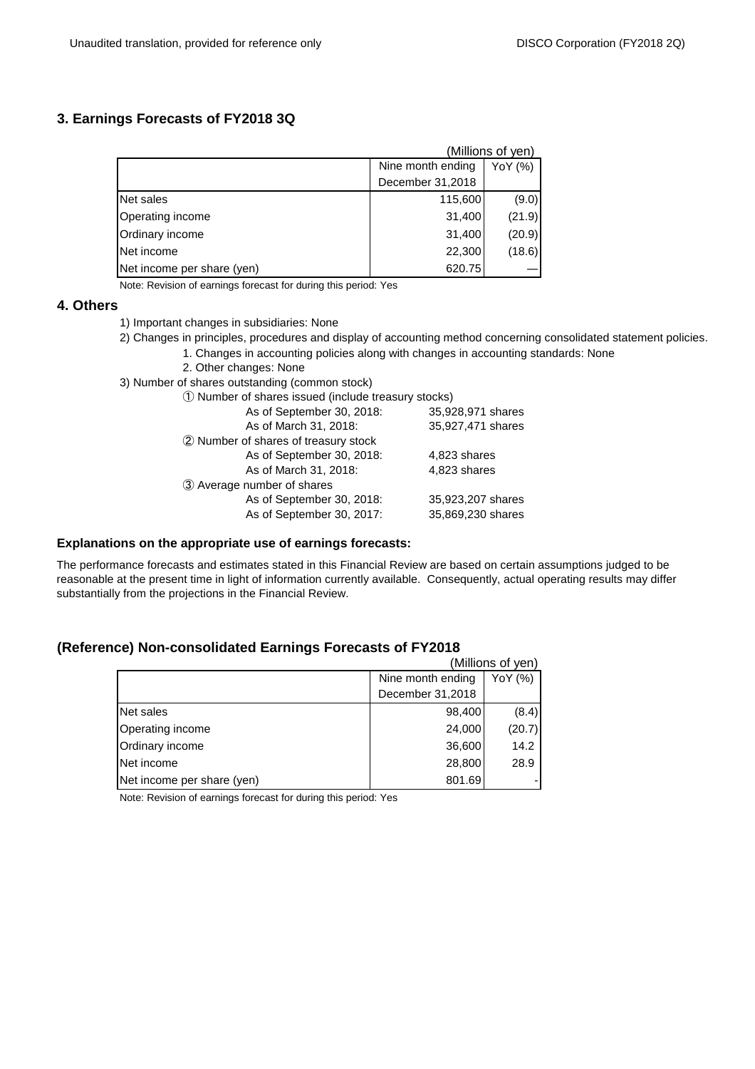## 3. Earnings Forecasts of FY2018 3Q

(Millions of yen)

| | Nine month ending December 31,2018 | YoY (%) |
|---|---|---|
| Net sales | 115,600 | (9.0) |
| Operating income | 31,400 | (21.9) |
| Ordinary income | 31,400 | (20.9) |
| Net income | 22,300 | (18.6) |
| Net income per share (yen) | 620.75 | — |

Note: Revision of earnings forecast for during this period: Yes

## 4. Others

1) Important changes in subsidiaries: None

2) Changes in principles, procedures and display of accounting method concerning consolidated statement policies.

1. Changes in accounting policies along with changes in accounting standards: None
2. Other changes: None

3) Number of shares outstanding (common stock)

① Number of shares issued (include treasury stocks)

As of September 30, 2018: 35,928,971 shares
As of March 31, 2018: 35,927,471 shares

② Number of shares of treasury stock

As of September 30, 2018: 4,823 shares
As of March 31, 2018: 4,823 shares

③ Average number of shares

As of September 30, 2018: 35,923,207 shares
As of September 30, 2017: 35,869,230 shares

**Explanations on the appropriate use of earnings forecasts:**

The performance forecasts and estimates stated in this Financial Review are based on certain assumptions judged to be reasonable at the present time in light of information currently available. Consequently, actual operating results may differ substantially from the projections in the Financial Review.

## (Reference) Non-consolidated Earnings Forecasts of FY2018

(Millions of yen)

| | Nine month ending December 31,2018 | YoY (%) |
|---|---|---|
| Net sales | 98,400 | (8.4) |
| Operating income | 24,000 | (20.7) |
| Ordinary income | 36,600 | 14.2 |
| Net income | 28,800 | 28.9 |
| Net income per share (yen) | 801.69 | - |

Note: Revision of earnings forecast for during this period: Yes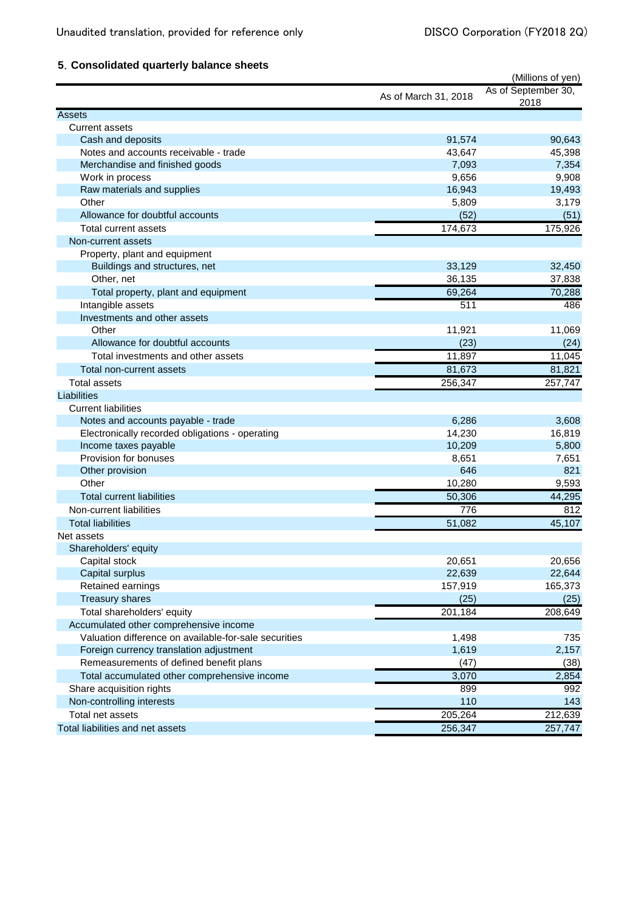## 5. Consolidated quarterly balance sheets

(Millions of yen)

| | As of March 31, 2018 | As of September 30, 2018 |
|---|---|---|
| Assets | | |
| Current assets | | |
| Cash and deposits | 91,574 | 90,643 |
| Notes and accounts receivable - trade | 43,647 | 45,398 |
| Merchandise and finished goods | 7,093 | 7,354 |
| Work in process | 9,656 | 9,908 |
| Raw materials and supplies | 16,943 | 19,493 |
| Other | 5,809 | 3,179 |
| Allowance for doubtful accounts | (52) | (51) |
| Total current assets | 174,673 | 175,926 |
| Non-current assets | | |
| Property, plant and equipment | | |
| Buildings and structures, net | 33,129 | 32,450 |
| Other, net | 36,135 | 37,838 |
| Total property, plant and equipment | 69,264 | 70,288 |
| Intangible assets | 511 | 486 |
| Investments and other assets | | |
| Other | 11,921 | 11,069 |
| Allowance for doubtful accounts | (23) | (24) |
| Total investments and other assets | 11,897 | 11,045 |
| Total non-current assets | 81,673 | 81,821 |
| Total assets | 256,347 | 257,747 |
| Liabilities | | |
| Current liabilities | | |
| Notes and accounts payable - trade | 6,286 | 3,608 |
| Electronically recorded obligations - operating | 14,230 | 16,819 |
| Income taxes payable | 10,209 | 5,800 |
| Provision for bonuses | 8,651 | 7,651 |
| Other provision | 646 | 821 |
| Other | 10,280 | 9,593 |
| Total current liabilities | 50,306 | 44,295 |
| Non-current liabilities | 776 | 812 |
| Total liabilities | 51,082 | 45,107 |
| Net assets | | |
| Shareholders' equity | | |
| Capital stock | 20,651 | 20,656 |
| Capital surplus | 22,639 | 22,644 |
| Retained earnings | 157,919 | 165,373 |
| Treasury shares | (25) | (25) |
| Total shareholders' equity | 201,184 | 208,649 |
| Accumulated other comprehensive income | | |
| Valuation difference on available-for-sale securities | 1,498 | 735 |
| Foreign currency translation adjustment | 1,619 | 2,157 |
| Remeasurements of defined benefit plans | (47) | (38) |
| Total accumulated other comprehensive income | 3,070 | 2,854 |
| Share acquisition rights | 899 | 992 |
| Non-controlling interests | 110 | 143 |
| Total net assets | 205,264 | 212,639 |
| Total liabilities and net assets | 256,347 | 257,747 |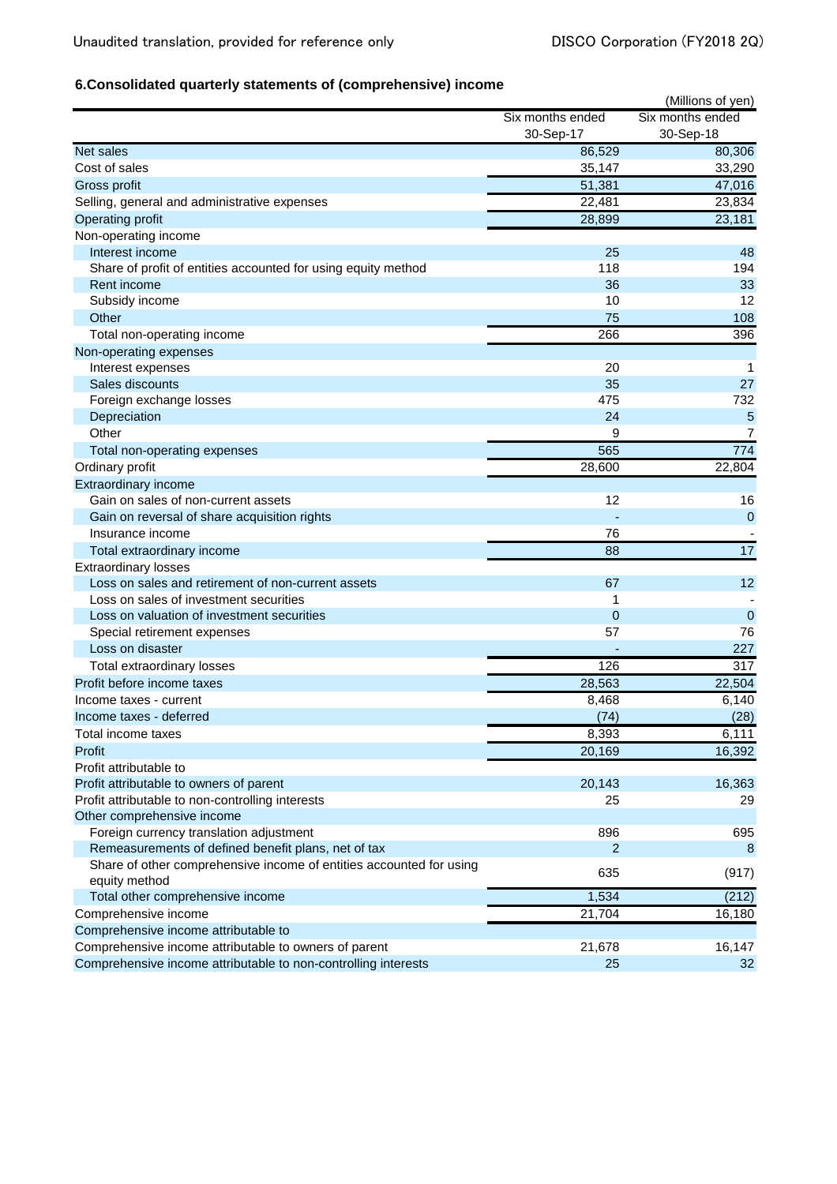## 6.Consolidated quarterly statements of (comprehensive) income

(Millions of yen)

| | Six months ended 30-Sep-17 | Six months ended 30-Sep-18 |
|---|---|---|
| Net sales | 86,529 | 80,306 |
| Cost of sales | 35,147 | 33,290 |
| Gross profit | 51,381 | 47,016 |
| Selling, general and administrative expenses | 22,481 | 23,834 |
| Operating profit | 28,899 | 23,181 |
| Non-operating income | | |
| Interest income | 25 | 48 |
| Share of profit of entities accounted for using equity method | 118 | 194 |
| Rent income | 36 | 33 |
| Subsidy income | 10 | 12 |
| Other | 75 | 108 |
| Total non-operating income | 266 | 396 |
| Non-operating expenses | | |
| Interest expenses | 20 | 1 |
| Sales discounts | 35 | 27 |
| Foreign exchange losses | 475 | 732 |
| Depreciation | 24 | 5 |
| Other | 9 | 7 |
| Total non-operating expenses | 565 | 774 |
| Ordinary profit | 28,600 | 22,804 |
| Extraordinary income | | |
| Gain on sales of non-current assets | 12 | 16 |
| Gain on reversal of share acquisition rights | - | 0 |
| Insurance income | 76 | - |
| Total extraordinary income | 88 | 17 |
| Extraordinary losses | | |
| Loss on sales and retirement of non-current assets | 67 | 12 |
| Loss on sales of investment securities | 1 | - |
| Loss on valuation of investment securities | 0 | 0 |
| Special retirement expenses | 57 | 76 |
| Loss on disaster | - | 227 |
| Total extraordinary losses | 126 | 317 |
| Profit before income taxes | 28,563 | 22,504 |
| Income taxes - current | 8,468 | 6,140 |
| Income taxes - deferred | (74) | (28) |
| Total income taxes | 8,393 | 6,111 |
| Profit | 20,169 | 16,392 |
| Profit attributable to | | |
| Profit attributable to owners of parent | 20,143 | 16,363 |
| Profit attributable to non-controlling interests | 25 | 29 |
| Other comprehensive income | | |
| Foreign currency translation adjustment | 896 | 695 |
| Remeasurements of defined benefit plans, net of tax | 2 | 8 |
| Share of other comprehensive income of entities accounted for using equity method | 635 | (917) |
| Total other comprehensive income | 1,534 | (212) |
| Comprehensive income | 21,704 | 16,180 |
| Comprehensive income attributable to | | |
| Comprehensive income attributable to owners of parent | 21,678 | 16,147 |
| Comprehensive income attributable to non-controlling interests | 25 | 32 |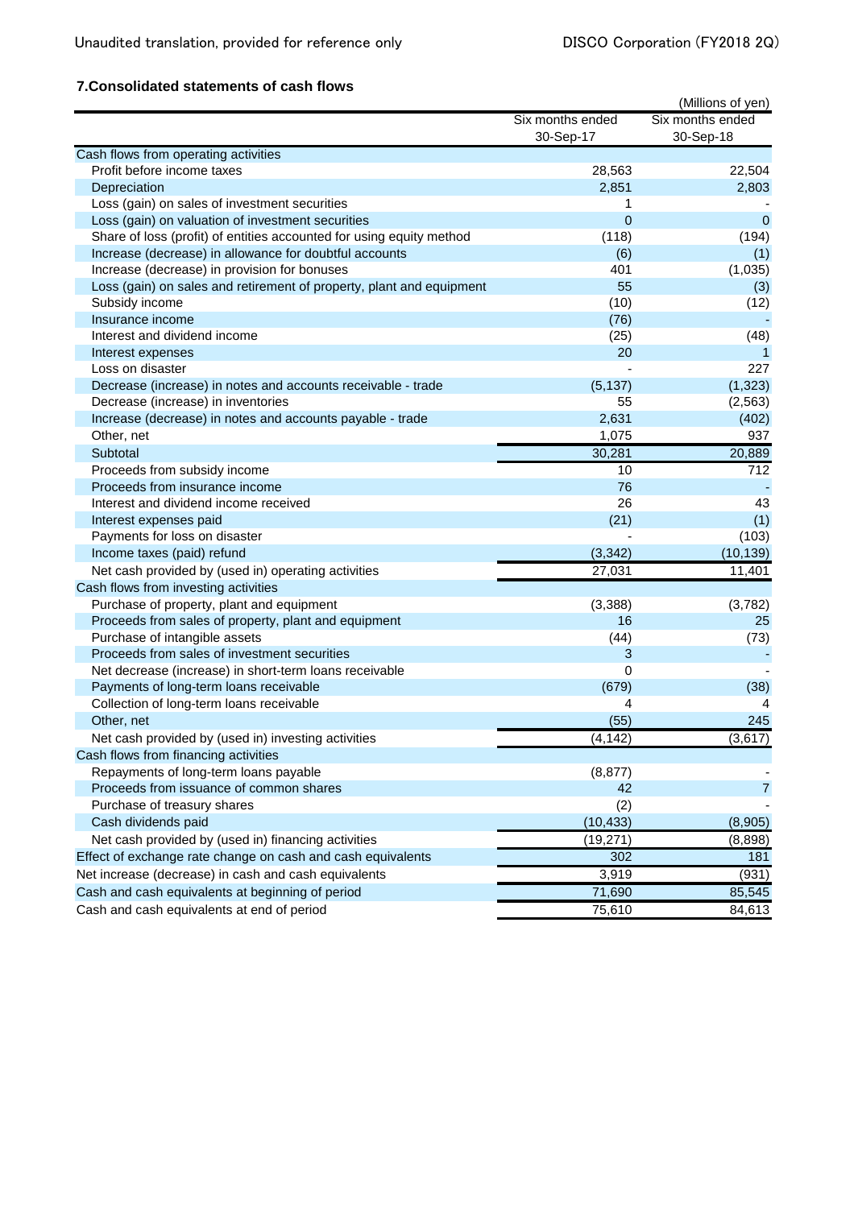## 7.Consolidated statements of cash flows

(Millions of yen)

| | Six months ended 30-Sep-17 | Six months ended 30-Sep-18 |
|---|---|---|
| Cash flows from operating activities | | |
| Profit before income taxes | 28,563 | 22,504 |
| Depreciation | 2,851 | 2,803 |
| Loss (gain) on sales of investment securities | 1 | - |
| Loss (gain) on valuation of investment securities | 0 | 0 |
| Share of loss (profit) of entities accounted for using equity method | (118) | (194) |
| Increase (decrease) in allowance for doubtful accounts | (6) | (1) |
| Increase (decrease) in provision for bonuses | 401 | (1,035) |
| Loss (gain) on sales and retirement of property, plant and equipment | 55 | (3) |
| Subsidy income | (10) | (12) |
| Insurance income | (76) | - |
| Interest and dividend income | (25) | (48) |
| Interest expenses | 20 | 1 |
| Loss on disaster | - | 227 |
| Decrease (increase) in notes and accounts receivable - trade | (5,137) | (1,323) |
| Decrease (increase) in inventories | 55 | (2,563) |
| Increase (decrease) in notes and accounts payable - trade | 2,631 | (402) |
| Other, net | 1,075 | 937 |
| Subtotal | 30,281 | 20,889 |
| Proceeds from subsidy income | 10 | 712 |
| Proceeds from insurance income | 76 | - |
| Interest and dividend income received | 26 | 43 |
| Interest expenses paid | (21) | (1) |
| Payments for loss on disaster | - | (103) |
| Income taxes (paid) refund | (3,342) | (10,139) |
| Net cash provided by (used in) operating activities | 27,031 | 11,401 |
| Cash flows from investing activities | | |
| Purchase of property, plant and equipment | (3,388) | (3,782) |
| Proceeds from sales of property, plant and equipment | 16 | 25 |
| Purchase of intangible assets | (44) | (73) |
| Proceeds from sales of investment securities | 3 | - |
| Net decrease (increase) in short-term loans receivable | 0 | - |
| Payments of long-term loans receivable | (679) | (38) |
| Collection of long-term loans receivable | 4 | 4 |
| Other, net | (55) | 245 |
| Net cash provided by (used in) investing activities | (4,142) | (3,617) |
| Cash flows from financing activities | | |
| Repayments of long-term loans payable | (8,877) | - |
| Proceeds from issuance of common shares | 42 | 7 |
| Purchase of treasury shares | (2) | - |
| Cash dividends paid | (10,433) | (8,905) |
| Net cash provided by (used in) financing activities | (19,271) | (8,898) |
| Effect of exchange rate change on cash and cash equivalents | 302 | 181 |
| Net increase (decrease) in cash and cash equivalents | 3,919 | (931) |
| Cash and cash equivalents at beginning of period | 71,690 | 85,545 |
| Cash and cash equivalents at end of period | 75,610 | 84,613 |